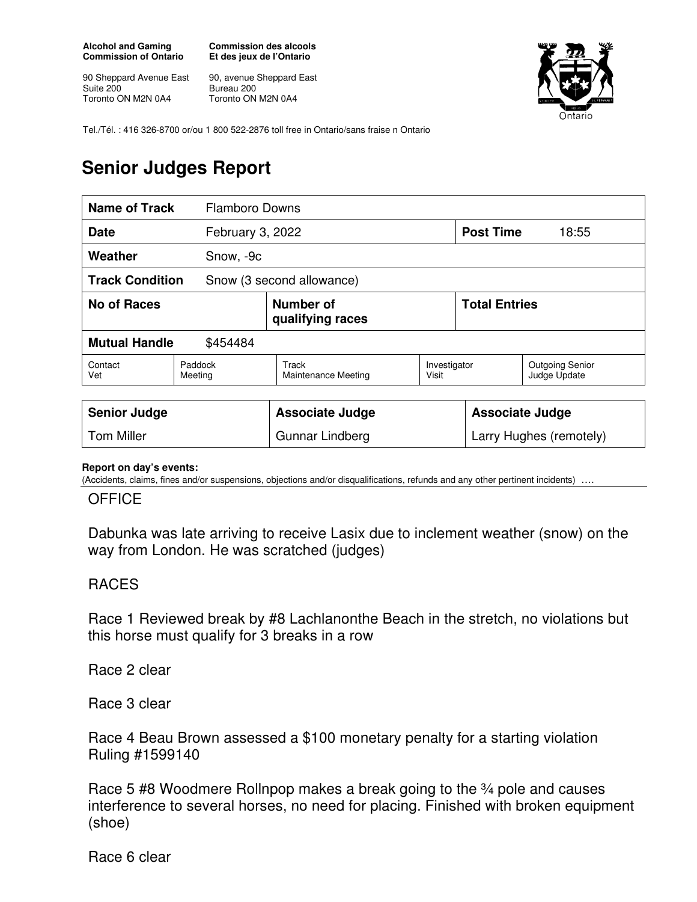**Alcohol and Gaming Commission of Ontario**

90 Sheppard Avenue East
Suite 200
Toronto ON M2N 0A4

**Commission des alcools Et des jeux de l'Ontario**

90, avenue Sheppard East
Bureau 200
Toronto ON M2N 0A4

Tel./Tél. : 416 326-8700 or/ou 1 800 522-2876 toll free in Ontario/sans fraise n Ontario

# Senior Judges Report

| **Name of Track** | Flamboro Downs | | |
|---|---|---|---|
| **Date** | February 3, 2022 | **Post Time** | 18:55 |
| **Weather** | Snow, -9c | | |
| **Track Condition** | Snow (3 second allowance) | | |
| **No of Races** | **Number of qualifying races** | **Total Entries** | |
| **Mutual Handle** | $454484 | | |

| Contact Vet | Paddock Meeting | Track Maintenance Meeting | Investigator Visit | Outgoing Senior Judge Update |
|---|---|---|---|---|

| **Senior Judge** | **Associate Judge** | **Associate Judge** |
|---|---|---|
| Tom Miller | Gunnar Lindberg | Larry Hughes (remotely) |

**Report on day's events:**
(Accidents, claims, fines and/or suspensions, objections and/or disqualifications, refunds and any other pertinent incidents) ….

OFFICE

Dabunka was late arriving to receive Lasix due to inclement weather (snow) on the way from London. He was scratched (judges)

RACES

Race 1 Reviewed break by #8 Lachlanonthe Beach in the stretch, no violations but this horse must qualify for 3 breaks in a row

Race 2 clear

Race 3 clear

Race 4 Beau Brown assessed a $100 monetary penalty for a starting violation Ruling #1599140

Race 5 #8 Woodmere Rollnpop makes a break going to the ¾ pole and causes interference to several horses, no need for placing. Finished with broken equipment (shoe)

Race 6 clear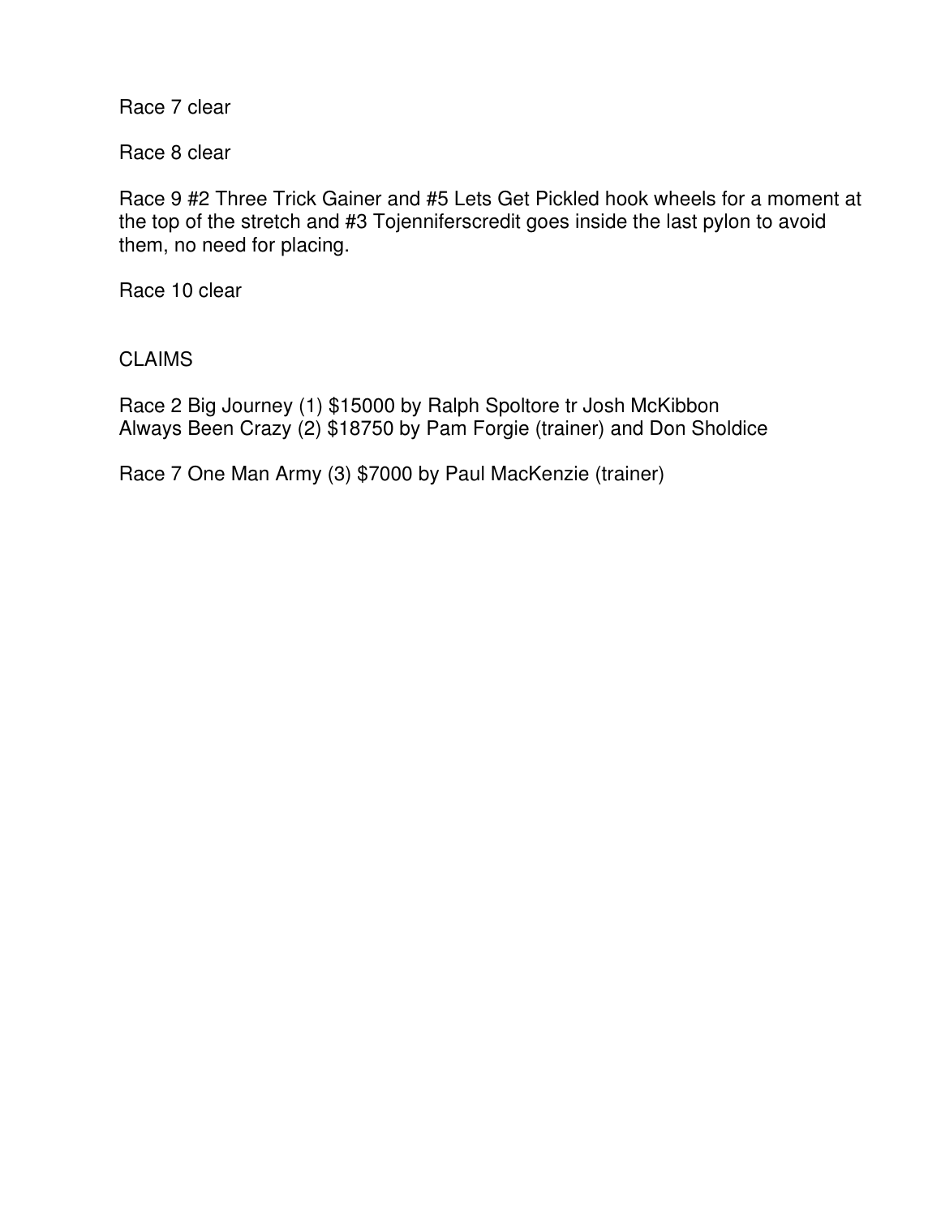Race 7 clear

Race 8 clear

Race 9 #2 Three Trick Gainer and #5 Lets Get Pickled hook wheels for a moment at the top of the stretch and #3 Tojenniferscredit goes inside the last pylon to avoid them, no need for placing.

Race 10 clear

CLAIMS

Race 2 Big Journey (1) $15000 by Ralph Spoltore tr Josh McKibbon
Always Been Crazy (2) $18750 by Pam Forgie (trainer) and Don Sholdice

Race 7 One Man Army (3) $7000 by Paul MacKenzie (trainer)